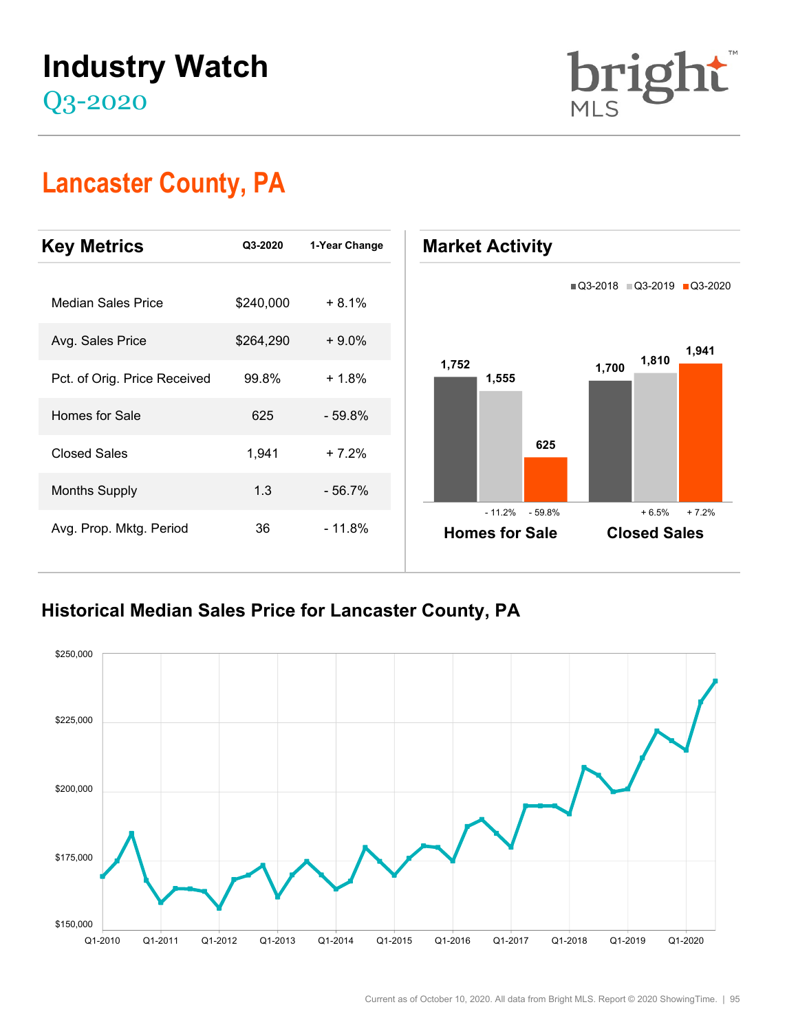# Industry Watch

## Q3-2020

bright MLS

# Lancaster County, PA

## Key Metrics

| Key Metrics | Q3-2020 | 1-Year Change |
|---|---|---|
| Median Sales Price | $240,000 | + 8.1% |
| Avg. Sales Price | $264,290 | + 9.0% |
| Pct. of Orig. Price Received | 99.8% | + 1.8% |
| Homes for Sale | 625 | - 59.8% |
| Closed Sales | 1,941 | + 7.2% |
| Months Supply | 1.3 | - 56.7% |
| Avg. Prop. Mktg. Period | 36 | - 11.8% |

## Market Activity

Q3-2018 Q3-2019 Q3-2020

Homes for Sale
1,752
1,555
625
- 11.2% - 59.8%

Closed Sales
1,700
1,810
1,941
+ 6.5% + 7.2%

## Historical Median Sales Price for Lancaster County, PA

$250,000
$225,000
$200,000
$175,000
$150,000

Q1-2010 Q1-2011 Q1-2012 Q1-2013 Q1-2014 Q1-2015 Q1-2016 Q1-2017 Q1-2018 Q1-2019 Q1-2020

Current as of October 10, 2020. All data from Bright MLS. Report © 2020 ShowingTime.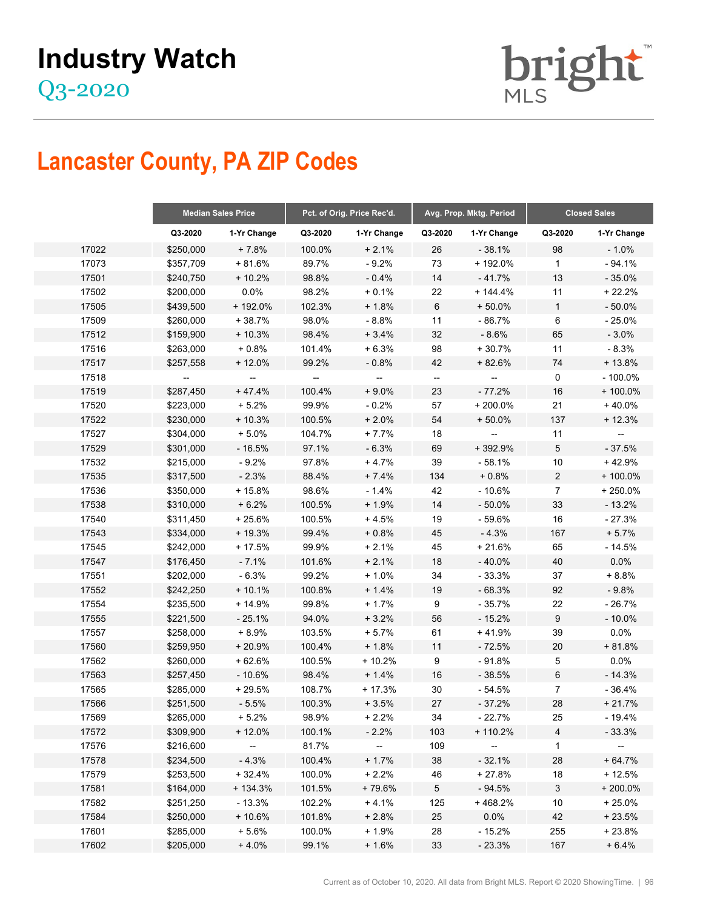# Industry Watch

## Q3-2020

bright MLS

## Lancaster County, PA ZIP Codes

| | Median Sales Price | | Pct. of Orig. Price Rec'd. | | Avg. Prop. Mktg. Period | | Closed Sales | |
|---|---|---|---|---|---|---|---|---|
| | Q3-2020 | 1-Yr Change | Q3-2020 | 1-Yr Change | Q3-2020 | 1-Yr Change | Q3-2020 | 1-Yr Change |
| 17022 | $250,000 | + 7.8% | 100.0% | + 2.1% | 26 | - 38.1% | 98 | - 1.0% |
| 17073 | $357,709 | + 81.6% | 89.7% | - 9.2% | 73 | + 192.0% | 1 | - 94.1% |
| 17501 | $240,750 | + 10.2% | 98.8% | - 0.4% | 14 | - 41.7% | 13 | - 35.0% |
| 17502 | $200,000 | 0.0% | 98.2% | + 0.1% | 22 | + 144.4% | 11 | + 22.2% |
| 17505 | $439,500 | + 192.0% | 102.3% | + 1.8% | 6 | + 50.0% | 1 | - 50.0% |
| 17509 | $260,000 | + 38.7% | 98.0% | - 8.8% | 11 | - 86.7% | 6 | - 25.0% |
| 17512 | $159,900 | + 10.3% | 98.4% | + 3.4% | 32 | - 8.6% | 65 | - 3.0% |
| 17516 | $263,000 | + 0.8% | 101.4% | + 6.3% | 98 | + 30.7% | 11 | - 8.3% |
| 17517 | $257,558 | + 12.0% | 99.2% | - 0.8% | 42 | + 82.6% | 74 | + 13.8% |
| 17518 | -- | -- | -- | -- | -- | -- | 0 | - 100.0% |
| 17519 | $287,450 | + 47.4% | 100.4% | + 9.0% | 23 | - 77.2% | 16 | + 100.0% |
| 17520 | $223,000 | + 5.2% | 99.9% | - 0.2% | 57 | + 200.0% | 21 | + 40.0% |
| 17522 | $230,000 | + 10.3% | 100.5% | + 2.0% | 54 | + 50.0% | 137 | + 12.3% |
| 17527 | $304,000 | + 5.0% | 104.7% | + 7.7% | 18 | -- | 11 | -- |
| 17529 | $301,000 | - 16.5% | 97.1% | - 6.3% | 69 | + 392.9% | 5 | - 37.5% |
| 17532 | $215,000 | - 9.2% | 97.8% | + 4.7% | 39 | - 58.1% | 10 | + 42.9% |
| 17535 | $317,500 | - 2.3% | 88.4% | + 7.4% | 134 | + 0.8% | 2 | + 100.0% |
| 17536 | $350,000 | + 15.8% | 98.6% | - 1.4% | 42 | - 10.6% | 7 | + 250.0% |
| 17538 | $310,000 | + 6.2% | 100.5% | + 1.9% | 14 | - 50.0% | 33 | - 13.2% |
| 17540 | $311,450 | + 25.6% | 100.5% | + 4.5% | 19 | - 59.6% | 16 | - 27.3% |
| 17543 | $334,000 | + 19.3% | 99.4% | + 0.8% | 45 | - 4.3% | 167 | + 5.7% |
| 17545 | $242,000 | + 17.5% | 99.9% | + 2.1% | 45 | + 21.6% | 65 | - 14.5% |
| 17547 | $176,450 | - 7.1% | 101.6% | + 2.1% | 18 | - 40.0% | 40 | 0.0% |
| 17551 | $202,000 | - 6.3% | 99.2% | + 1.0% | 34 | - 33.3% | 37 | + 8.8% |
| 17552 | $242,250 | + 10.1% | 100.8% | + 1.4% | 19 | - 68.3% | 92 | - 9.8% |
| 17554 | $235,500 | + 14.9% | 99.8% | + 1.7% | 9 | - 35.7% | 22 | - 26.7% |
| 17555 | $221,500 | - 25.1% | 94.0% | + 3.2% | 56 | - 15.2% | 9 | - 10.0% |
| 17557 | $258,000 | + 8.9% | 103.5% | + 5.7% | 61 | + 41.9% | 39 | 0.0% |
| 17560 | $259,950 | + 20.9% | 100.4% | + 1.8% | 11 | - 72.5% | 20 | + 81.8% |
| 17562 | $260,000 | + 62.6% | 100.5% | + 10.2% | 9 | - 91.8% | 5 | 0.0% |
| 17563 | $257,450 | - 10.6% | 98.4% | + 1.4% | 16 | - 38.5% | 6 | - 14.3% |
| 17565 | $285,000 | + 29.5% | 108.7% | + 17.3% | 30 | - 54.5% | 7 | - 36.4% |
| 17566 | $251,500 | - 5.5% | 100.3% | + 3.5% | 27 | - 37.2% | 28 | + 21.7% |
| 17569 | $265,000 | + 5.2% | 98.9% | + 2.2% | 34 | - 22.7% | 25 | - 19.4% |
| 17572 | $309,900 | + 12.0% | 100.1% | - 2.2% | 103 | + 110.2% | 4 | - 33.3% |
| 17576 | $216,600 | -- | 81.7% | -- | 109 | -- | 1 | -- |
| 17578 | $234,500 | - 4.3% | 100.4% | + 1.7% | 38 | - 32.1% | 28 | + 64.7% |
| 17579 | $253,500 | + 32.4% | 100.0% | + 2.2% | 46 | + 27.8% | 18 | + 12.5% |
| 17581 | $164,000 | + 134.3% | 101.5% | + 79.6% | 5 | - 94.5% | 3 | + 200.0% |
| 17582 | $251,250 | - 13.3% | 102.2% | + 4.1% | 125 | + 468.2% | 10 | + 25.0% |
| 17584 | $250,000 | + 10.6% | 101.8% | + 2.8% | 25 | 0.0% | 42 | + 23.5% |
| 17601 | $285,000 | + 5.6% | 100.0% | + 1.9% | 28 | - 15.2% | 255 | + 23.8% |
| 17602 | $205,000 | + 4.0% | 99.1% | + 1.6% | 33 | - 23.3% | 167 | + 6.4% |

Current as of October 10, 2020. All data from Bright MLS. Report © 2020 ShowingTime.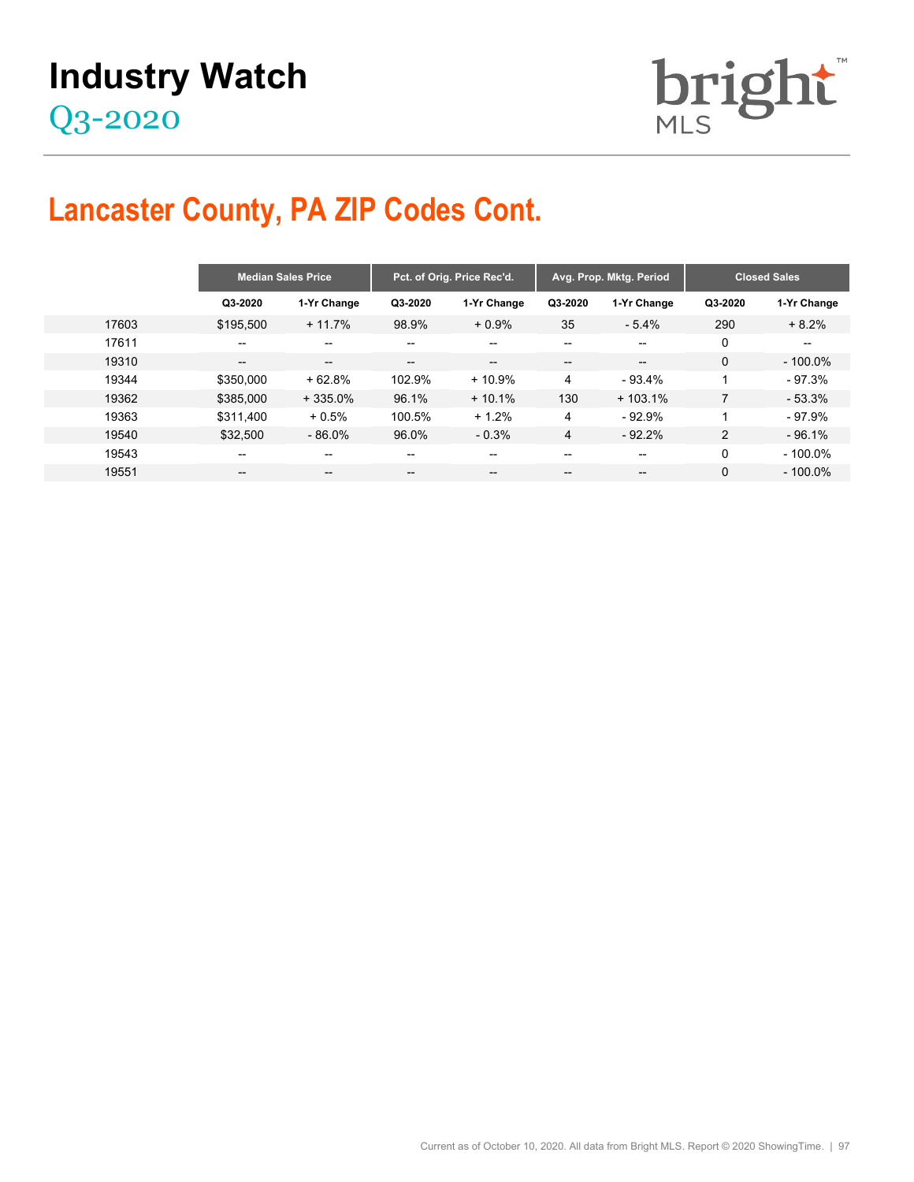# Industry Watch

## Q3-2020

## Lancaster County, PA ZIP Codes Cont.

| | Median Sales Price | | Pct. of Orig. Price Rec'd. | | Avg. Prop. Mktg. Period | | Closed Sales | |
|---|---|---|---|---|---|---|---|---|
| | Q3-2020 | 1-Yr Change | Q3-2020 | 1-Yr Change | Q3-2020 | 1-Yr Change | Q3-2020 | 1-Yr Change |
| 17603 | $195,500 | + 11.7% | 98.9% | + 0.9% | 35 | - 5.4% | 290 | + 8.2% |
| 17611 | -- | -- | -- | -- | -- | -- | 0 | -- |
| 19310 | -- | -- | -- | -- | -- | -- | 0 | - 100.0% |
| 19344 | $350,000 | + 62.8% | 102.9% | + 10.9% | 4 | - 93.4% | 1 | - 97.3% |
| 19362 | $385,000 | + 335.0% | 96.1% | + 10.1% | 130 | + 103.1% | 7 | - 53.3% |
| 19363 | $311,400 | + 0.5% | 100.5% | + 1.2% | 4 | - 92.9% | 1 | - 97.9% |
| 19540 | $32,500 | - 86.0% | 96.0% | - 0.3% | 4 | - 92.2% | 2 | - 96.1% |
| 19543 | -- | -- | -- | -- | -- | -- | 0 | - 100.0% |
| 19551 | -- | -- | -- | -- | -- | -- | 0 | - 100.0% |

Current as of October 10, 2020. All data from Bright MLS. Report © 2020 ShowingTime.